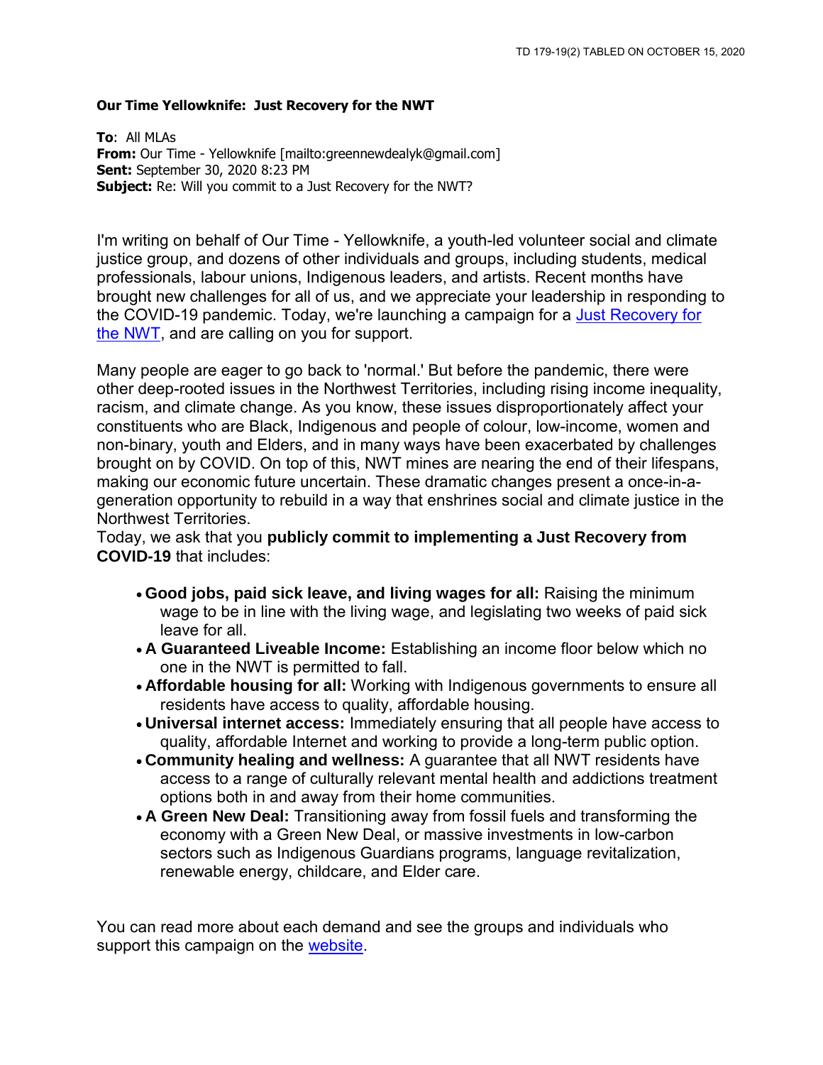**Our Time Yellowknife: Just Recovery for the NWT**

**To**: All MLAs
**From:** Our Time - Yellowknife [mailto:greennewdealyk@gmail.com]
**Sent:** September 30, 2020 8:23 PM
**Subject:** Re: Will you commit to a Just Recovery for the NWT?

I'm writing on behalf of Our Time - Yellowknife, a youth-led volunteer social and climate justice group, and dozens of other individuals and groups, including students, medical professionals, labour unions, Indigenous leaders, and artists. Recent months have brought new challenges for all of us, and we appreciate your leadership in responding to the COVID-19 pandemic. Today, we're launching a campaign for a Just Recovery for the NWT, and are calling on you for support.

Many people are eager to go back to 'normal.' But before the pandemic, there were other deep-rooted issues in the Northwest Territories, including rising income inequality, racism, and climate change. As you know, these issues disproportionately affect your constituents who are Black, Indigenous and people of colour, low-income, women and non-binary, youth and Elders, and in many ways have been exacerbated by challenges brought on by COVID. On top of this, NWT mines are nearing the end of their lifespans, making our economic future uncertain. These dramatic changes present a once-in-a-generation opportunity to rebuild in a way that enshrines social and climate justice in the Northwest Territories.

Today, we ask that you **publicly commit to implementing a Just Recovery from COVID-19** that includes:

- **Good jobs, paid sick leave, and living wages for all:** Raising the minimum wage to be in line with the living wage, and legislating two weeks of paid sick leave for all.
- **A Guaranteed Liveable Income:** Establishing an income floor below which no one in the NWT is permitted to fall.
- **Affordable housing for all:** Working with Indigenous governments to ensure all residents have access to quality, affordable housing.
- **Universal internet access:** Immediately ensuring that all people have access to quality, affordable Internet and working to provide a long-term public option.
- **Community healing and wellness:** A guarantee that all NWT residents have access to a range of culturally relevant mental health and addictions treatment options both in and away from their home communities.
- **A Green New Deal:** Transitioning away from fossil fuels and transforming the economy with a Green New Deal, or massive investments in low-carbon sectors such as Indigenous Guardians programs, language revitalization, renewable energy, childcare, and Elder care.

You can read more about each demand and see the groups and individuals who support this campaign on the website.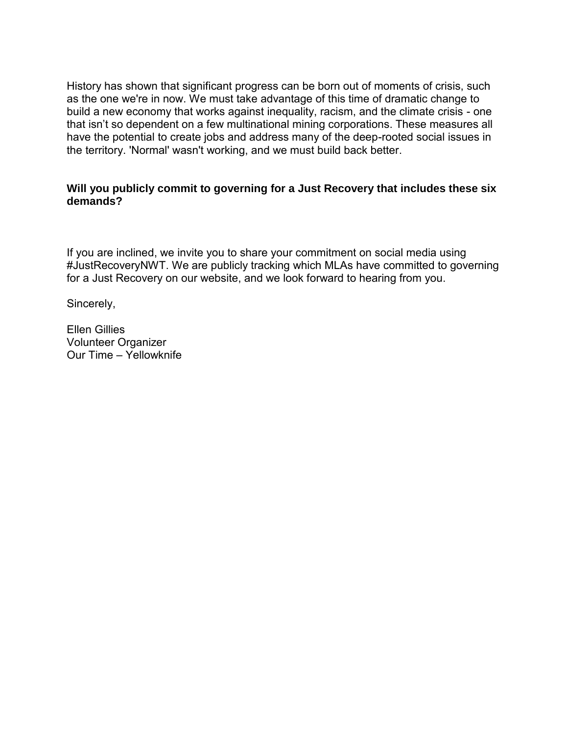History has shown that significant progress can be born out of moments of crisis, such as the one we're in now. We must take advantage of this time of dramatic change to build a new economy that works against inequality, racism, and the climate crisis - one that isn't so dependent on a few multinational mining corporations. These measures all have the potential to create jobs and address many of the deep-rooted social issues in the territory. 'Normal' wasn't working, and we must build back better.

**Will you publicly commit to governing for a Just Recovery that includes these six demands?**

If you are inclined, we invite you to share your commitment on social media using #JustRecoveryNWT. We are publicly tracking which MLAs have committed to governing for a Just Recovery on our website, and we look forward to hearing from you.

Sincerely,

Ellen Gillies
Volunteer Organizer
Our Time – Yellowknife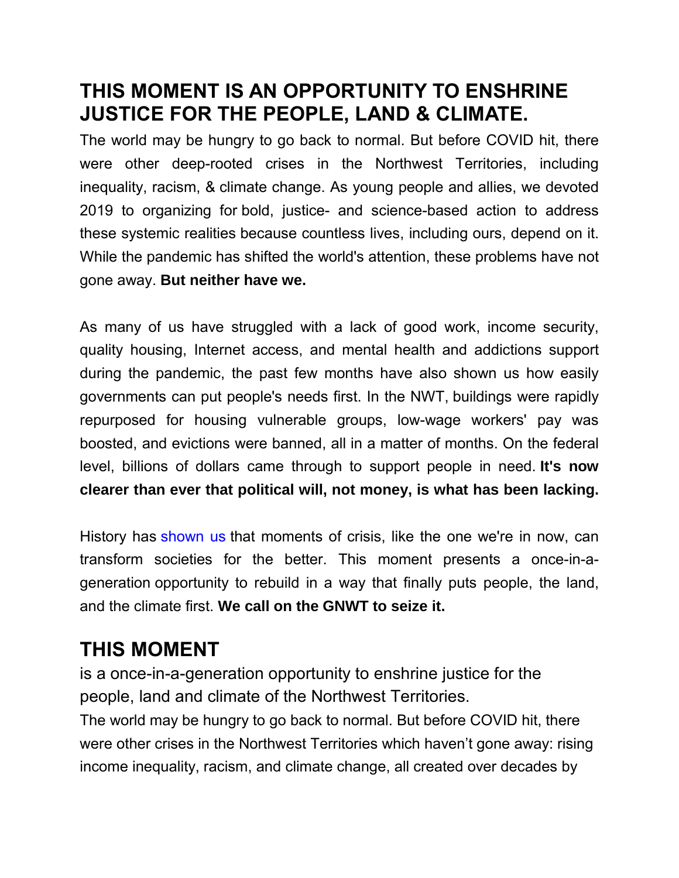## THIS MOMENT IS AN OPPORTUNITY TO ENSHRINE JUSTICE FOR THE PEOPLE, LAND & CLIMATE.

The world may be hungry to go back to normal. But before COVID hit, there were other deep-rooted crises in the Northwest Territories, including inequality, racism, & climate change. As young people and allies, we devoted 2019 to organizing for bold, justice- and science-based action to address these systemic realities because countless lives, including ours, depend on it. While the pandemic has shifted the world's attention, these problems have not gone away. **But neither have we.**

As many of us have struggled with a lack of good work, income security, quality housing, Internet access, and mental health and addictions support during the pandemic, the past few months have also shown us how easily governments can put people's needs first. In the NWT, buildings were rapidly repurposed for housing vulnerable groups, low-wage workers' pay was boosted, and evictions were banned, all in a matter of months. On the federal level, billions of dollars came through to support people in need. **It's now clearer than ever that political will, not money, is what has been lacking.**

History has shown us that moments of crisis, like the one we're in now, can transform societies for the better. This moment presents a once-in-a-generation opportunity to rebuild in a way that finally puts people, the land, and the climate first. **We call on the GNWT to seize it.**

## THIS MOMENT

is a once-in-a-generation opportunity to enshrine justice for the people, land and climate of the Northwest Territories.

The world may be hungry to go back to normal. But before COVID hit, there were other crises in the Northwest Territories which haven't gone away: rising income inequality, racism, and climate change, all created over decades by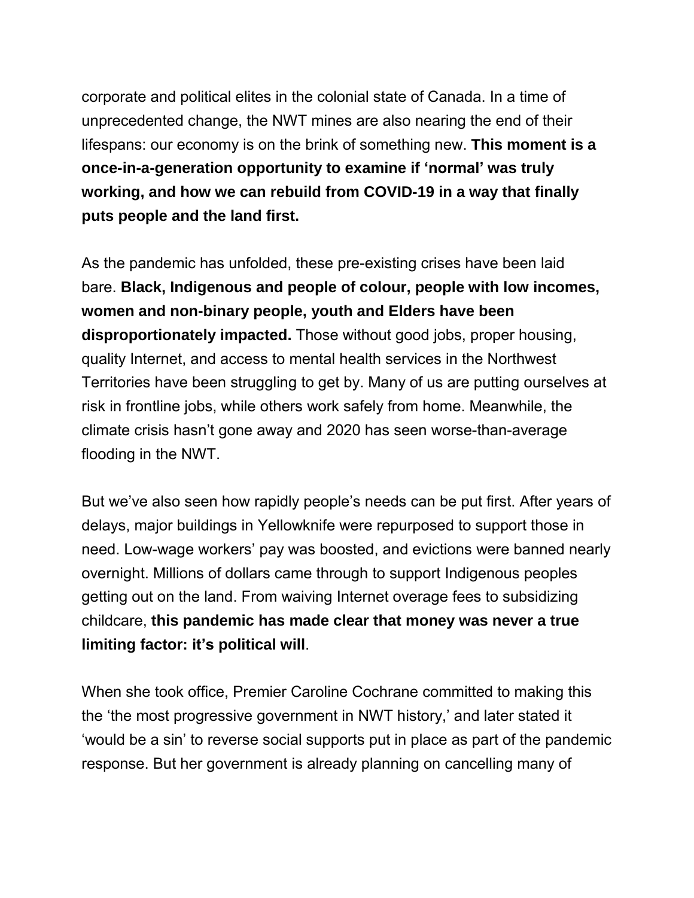corporate and political elites in the colonial state of Canada. In a time of unprecedented change, the NWT mines are also nearing the end of their lifespans: our economy is on the brink of something new. **This moment is a once-in-a-generation opportunity to examine if 'normal' was truly working, and how we can rebuild from COVID-19 in a way that finally puts people and the land first.**

As the pandemic has unfolded, these pre-existing crises have been laid bare. **Black, Indigenous and people of colour, people with low incomes, women and non-binary people, youth and Elders have been disproportionately impacted.** Those without good jobs, proper housing, quality Internet, and access to mental health services in the Northwest Territories have been struggling to get by. Many of us are putting ourselves at risk in frontline jobs, while others work safely from home. Meanwhile, the climate crisis hasn't gone away and 2020 has seen worse-than-average flooding in the NWT.

But we've also seen how rapidly people's needs can be put first. After years of delays, major buildings in Yellowknife were repurposed to support those in need. Low-wage workers' pay was boosted, and evictions were banned nearly overnight. Millions of dollars came through to support Indigenous peoples getting out on the land. From waiving Internet overage fees to subsidizing childcare, **this pandemic has made clear that money was never a true limiting factor: it's political will**.

When she took office, Premier Caroline Cochrane committed to making this the 'the most progressive government in NWT history,' and later stated it 'would be a sin' to reverse social supports put in place as part of the pandemic response. But her government is already planning on cancelling many of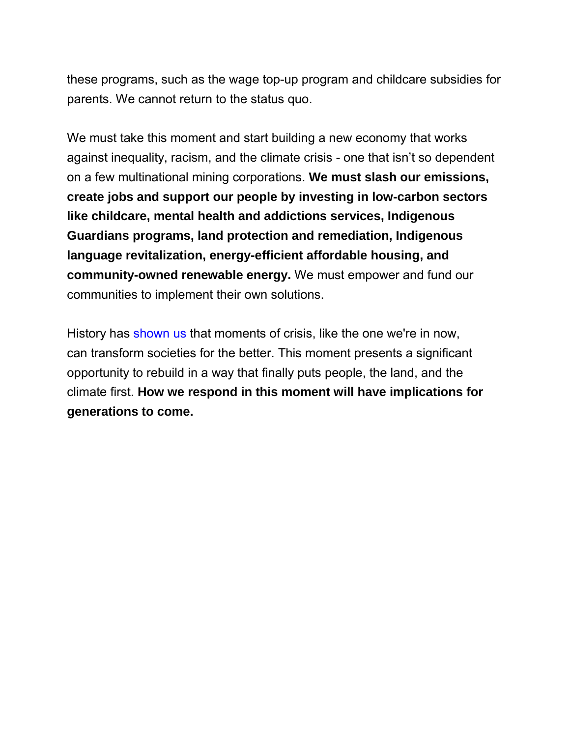these programs, such as the wage top-up program and childcare subsidies for parents. We cannot return to the status quo.

We must take this moment and start building a new economy that works against inequality, racism, and the climate crisis - one that isn't so dependent on a few multinational mining corporations. **We must slash our emissions, create jobs and support our people by investing in low-carbon sectors like childcare, mental health and addictions services, Indigenous Guardians programs, land protection and remediation, Indigenous language revitalization, energy-efficient affordable housing, and community-owned renewable energy.** We must empower and fund our communities to implement their own solutions.

History has shown us that moments of crisis, like the one we're in now, can transform societies for the better. This moment presents a significant opportunity to rebuild in a way that finally puts people, the land, and the climate first. **How we respond in this moment will have implications for generations to come.**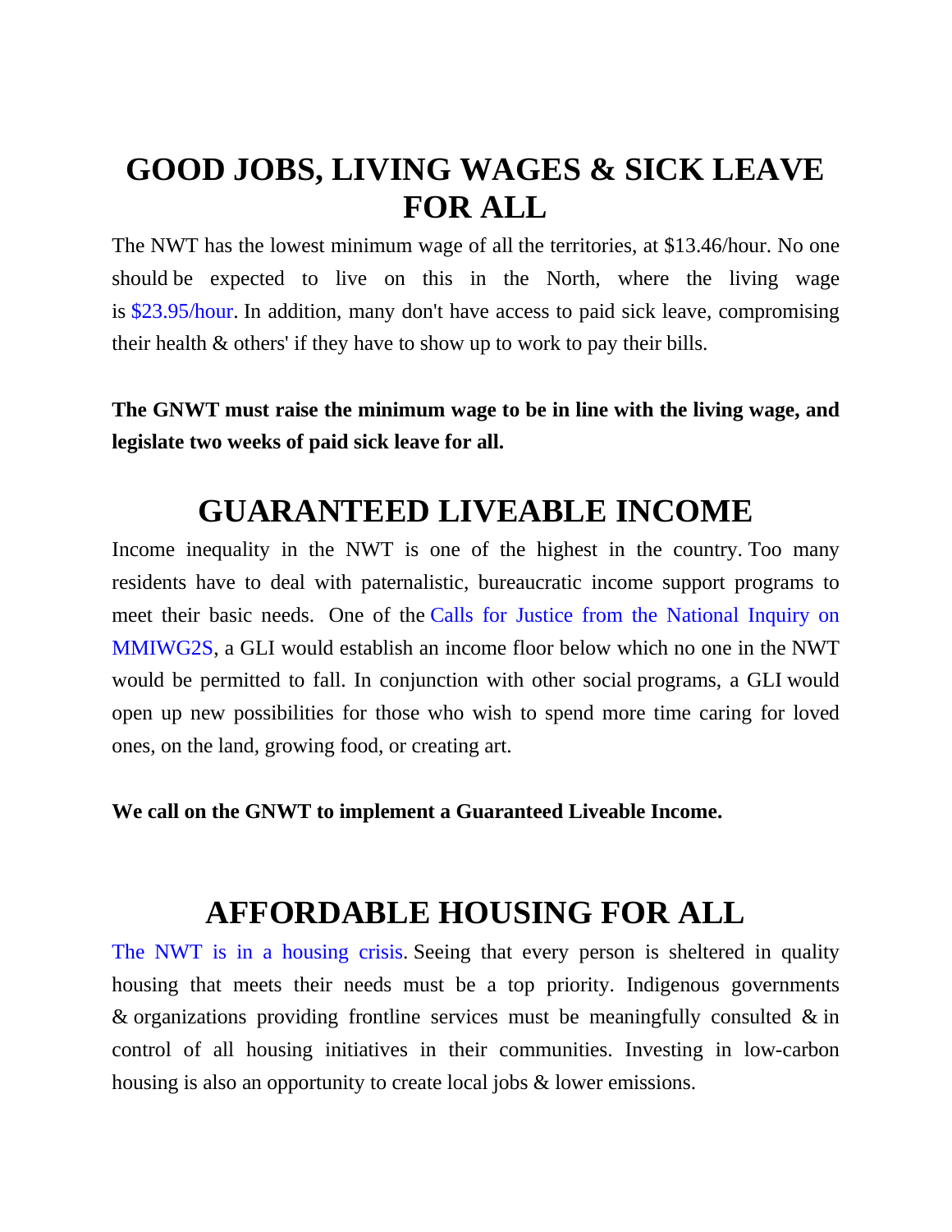# GOOD JOBS, LIVING WAGES & SICK LEAVE FOR ALL

The NWT has the lowest minimum wage of all the territories, at $13.46/hour. No one should be expected to live on this in the North, where the living wage is $23.95/hour. In addition, many don't have access to paid sick leave, compromising their health & others' if they have to show up to work to pay their bills.

**The GNWT must raise the minimum wage to be in line with the living wage, and legislate two weeks of paid sick leave for all.**

# GUARANTEED LIVEABLE INCOME

Income inequality in the NWT is one of the highest in the country. Too many residents have to deal with paternalistic, bureaucratic income support programs to meet their basic needs. One of the Calls for Justice from the National Inquiry on MMIWG2S, a GLI would establish an income floor below which no one in the NWT would be permitted to fall. In conjunction with other social programs, a GLI would open up new possibilities for those who wish to spend more time caring for loved ones, on the land, growing food, or creating art.

**We call on the GNWT to implement a Guaranteed Liveable Income.**

# AFFORDABLE HOUSING FOR ALL

The NWT is in a housing crisis. Seeing that every person is sheltered in quality housing that meets their needs must be a top priority. Indigenous governments & organizations providing frontline services must be meaningfully consulted & in control of all housing initiatives in their communities. Investing in low-carbon housing is also an opportunity to create local jobs & lower emissions.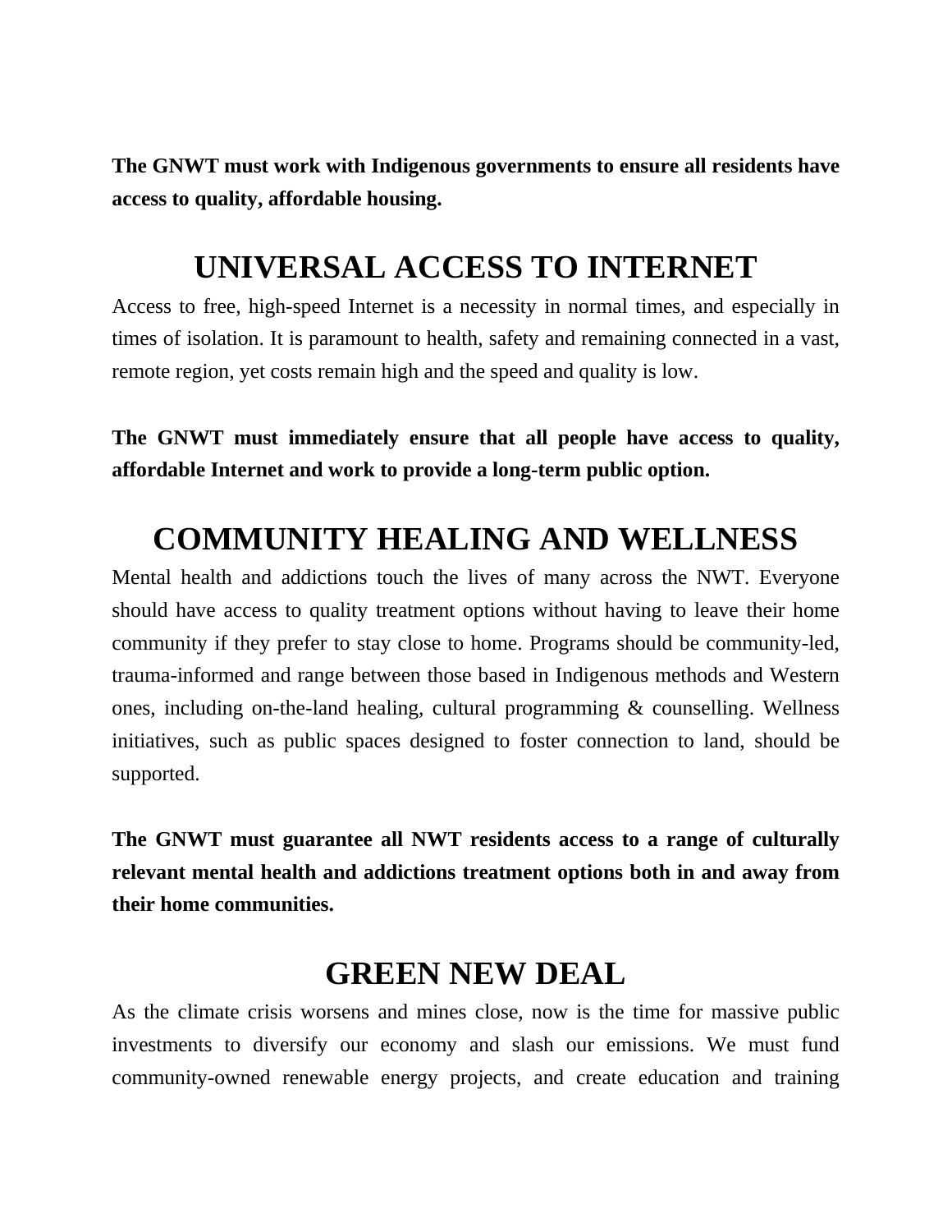**The GNWT must work with Indigenous governments to ensure all residents have access to quality, affordable housing.**

## UNIVERSAL ACCESS TO INTERNET

Access to free, high-speed Internet is a necessity in normal times, and especially in times of isolation. It is paramount to health, safety and remaining connected in a vast, remote region, yet costs remain high and the speed and quality is low.

**The GNWT must immediately ensure that all people have access to quality, affordable Internet and work to provide a long-term public option.**

## COMMUNITY HEALING AND WELLNESS

Mental health and addictions touch the lives of many across the NWT. Everyone should have access to quality treatment options without having to leave their home community if they prefer to stay close to home. Programs should be community-led, trauma-informed and range between those based in Indigenous methods and Western ones, including on-the-land healing, cultural programming & counselling. Wellness initiatives, such as public spaces designed to foster connection to land, should be supported.

**The GNWT must guarantee all NWT residents access to a range of culturally relevant mental health and addictions treatment options both in and away from their home communities.**

## GREEN NEW DEAL

As the climate crisis worsens and mines close, now is the time for massive public investments to diversify our economy and slash our emissions. We must fund community-owned renewable energy projects, and create education and training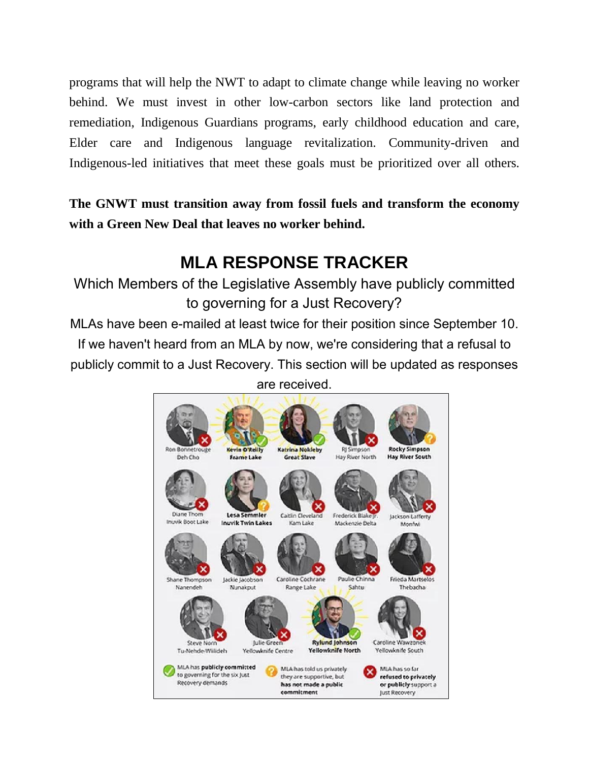programs that will help the NWT to adapt to climate change while leaving no worker behind. We must invest in other low-carbon sectors like land protection and remediation, Indigenous Guardians programs, early childhood education and care, Elder care and Indigenous language revitalization. Community-driven and Indigenous-led initiatives that meet these goals must be prioritized over all others.

**The GNWT must transition away from fossil fuels and transform the economy with a Green New Deal that leaves no worker behind.**

## MLA RESPONSE TRACKER

Which Members of the Legislative Assembly have publicly committed to governing for a Just Recovery?

MLAs have been e-mailed at least twice for their position since September 10. If we haven't heard from an MLA by now, we're considering that a refusal to publicly commit to a Just Recovery. This section will be updated as responses are received.

Ron Bonnetrouge
Deh Cho

**Kevin O'Reilly**
**Frame Lake**

**Katrina Nokleby**
**Great Slave**

RJ Simpson
Hay River North

**Rocky Simpson**
**Hay River South**

Diane Thom
Inuvik Boot Lake

**Lesa Semmler**
**Inuvik Twin Lakes**

Caitlin Cleveland
Kam Lake

Frederick Blake Jr.
Mackenzie Delta

Jackson Lafferty
Monfwi

Shane Thompson
Nahendeh

Jackie Jacobson
Nunakput

Caroline Cochrane
Range Lake

Paulie Chinna
Sahtu

Frieda Martselos
Thebacha

Steve Norn
Tu Nedhe-Wiilideh

Julie Green
Yellowknife Centre

**Rylund Johnson**
**Yellowknife North**

Caroline Wawzonek
Yellowknife South

MLA has **publicly committed** to governing for the six Just Recovery demands

MLA has told us privately they are supportive, but **has not made a public commitment**

MLA has so far **refused to privately or publicly** support a Just Recovery